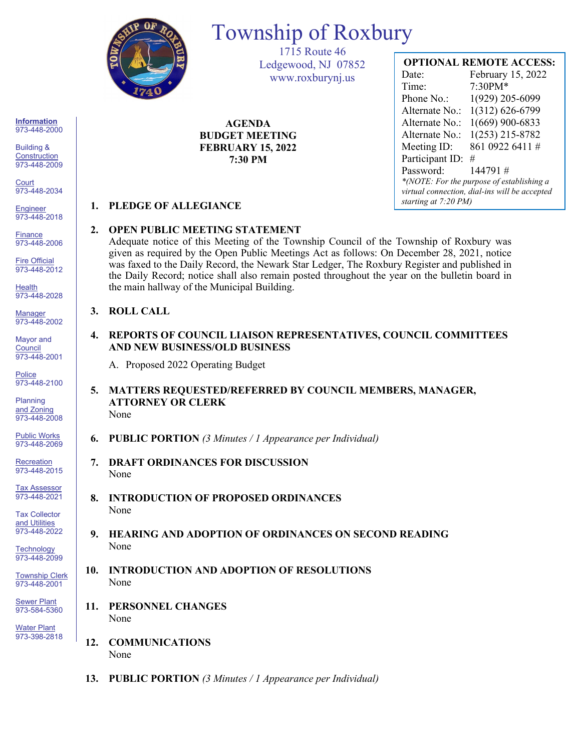# Township of Roxbury

1715 Route 46
Ledgewood, NJ 07852
www.roxburynj.us

**OPTIONAL REMOTE ACCESS:**

| | |
|---|---|
| Date: | February 15, 2022 |
| Time: | 7:30PM* |
| Phone No.: | 1(929) 205-6099 |
| Alternate No.: | 1(312) 626-6799 |
| Alternate No.: | 1(669) 900-6833 |
| Alternate No.: | 1(253) 215-8782 |
| Meeting ID: | 861 0922 6411 # |
| Participant ID: | # |
| Password: | 144791 # |

*\*(NOTE: For the purpose of establishing a virtual connection, dial-ins will be accepted starting at 7:20 PM)*

**Information** 973-448-2000
Building & Construction 973-448-2009
Court 973-448-2034
Engineer 973-448-2018
Finance 973-448-2006
Fire Official 973-448-2012
Health 973-448-2028
Manager 973-448-2002
Mayor and Council 973-448-2001
Police 973-448-2100
Planning and Zoning 973-448-2008
Public Works 973-448-2069
Recreation 973-448-2015
Tax Assessor 973-448-2021
Tax Collector and Utilities 973-448-2022
Technology 973-448-2099
Township Clerk 973-448-2001
Sewer Plant 973-584-5360
Water Plant 973-398-2818

**AGENDA**
**BUDGET MEETING**
**FEBRUARY 15, 2022**
**7:30 PM**

1. **PLEDGE OF ALLEGIANCE**

2. **OPEN PUBLIC MEETING STATEMENT**
   Adequate notice of this Meeting of the Township Council of the Township of Roxbury was given as required by the Open Public Meetings Act as follows: On December 28, 2021, notice was faxed to the Daily Record, the Newark Star Ledger, The Roxbury Register and published in the Daily Record; notice shall also remain posted throughout the year on the bulletin board in the main hallway of the Municipal Building.

3. **ROLL CALL**

4. **REPORTS OF COUNCIL LIAISON REPRESENTATIVES, COUNCIL COMMITTEES AND NEW BUSINESS/OLD BUSINESS**
   A. Proposed 2022 Operating Budget

5. **MATTERS REQUESTED/REFERRED BY COUNCIL MEMBERS, MANAGER, ATTORNEY OR CLERK**
   None

6. **PUBLIC PORTION** *(3 Minutes / 1 Appearance per Individual)*

7. **DRAFT ORDINANCES FOR DISCUSSION**
   None

8. **INTRODUCTION OF PROPOSED ORDINANCES**
   None

9. **HEARING AND ADOPTION OF ORDINANCES ON SECOND READING**
   None

10. **INTRODUCTION AND ADOPTION OF RESOLUTIONS**
    None

11. **PERSONNEL CHANGES**
    None

12. **COMMUNICATIONS**
    None

13. **PUBLIC PORTION** *(3 Minutes / 1 Appearance per Individual)*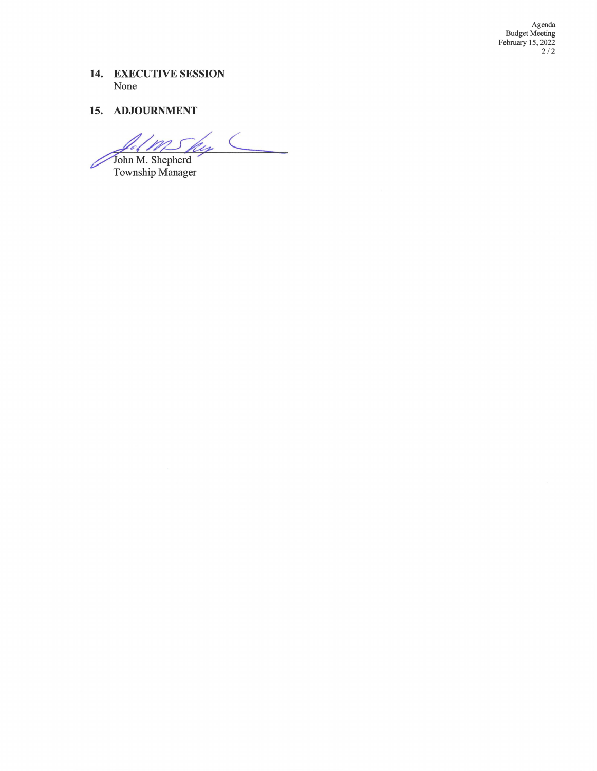**14. EXECUTIVE SESSION**

None

**15. ADJOURNMENT**

John M. Shepherd
Township Manager